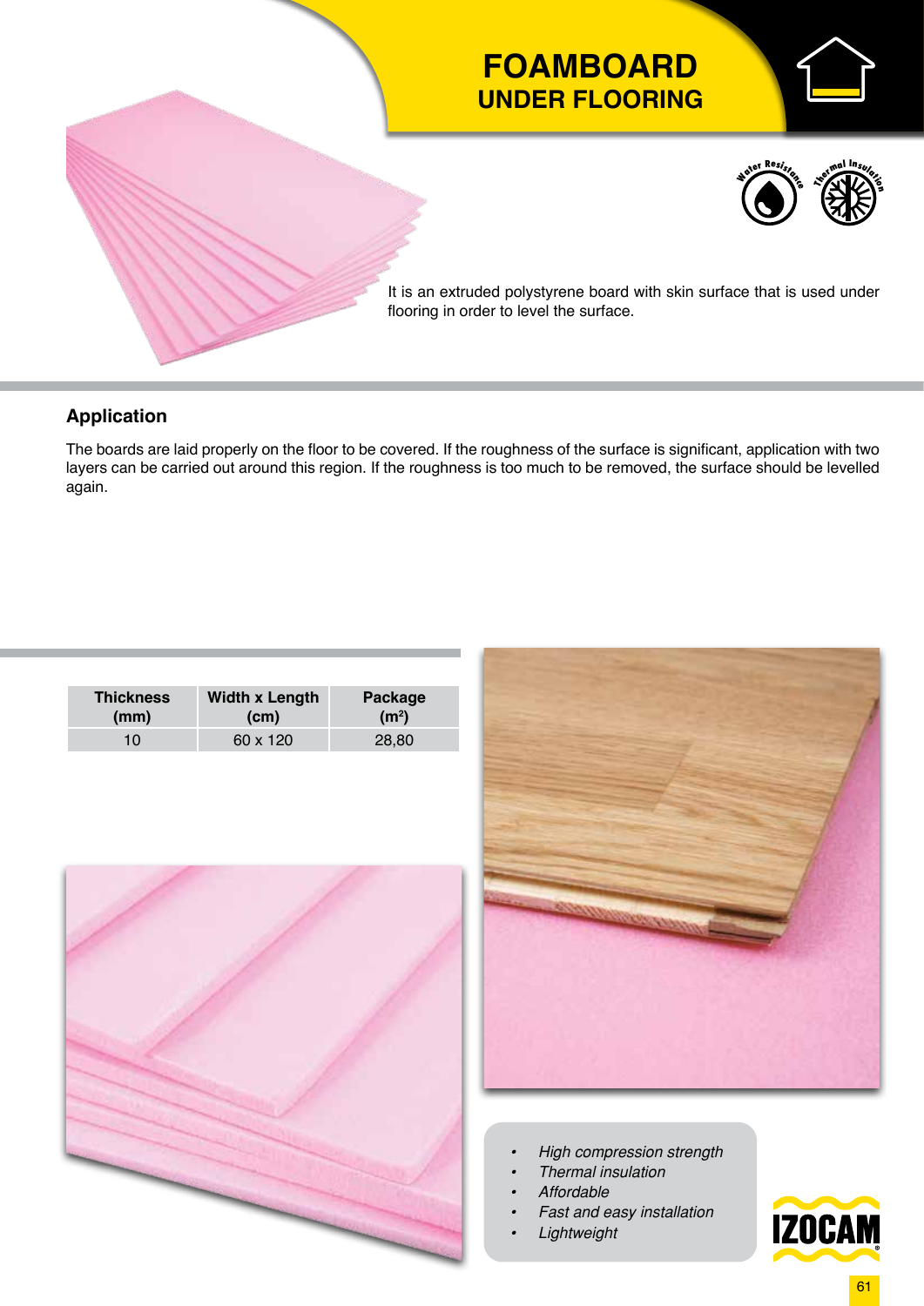# FOAMBOARD
## UNDER FLOORING

Water Resistance Thermal Insulation

It is an extruded polystyrene board with skin surface that is used under flooring in order to level the surface.

### Application

The boards are laid properly on the floor to be covered. If the roughness of the surface is significant, application with two layers can be carried out around this region. If the roughness is too much to be removed, the surface should be levelled again.

| Thickness (mm) | Width x Length (cm) | Package ($m^2$) |
|---|---|---|
| 10 | 60 x 120 | 28,80 |

- *High compression strength*
- *Thermal insulation*
- *Affordable*
- *Fast and easy installation*
- *Lightweight*

IZOCAM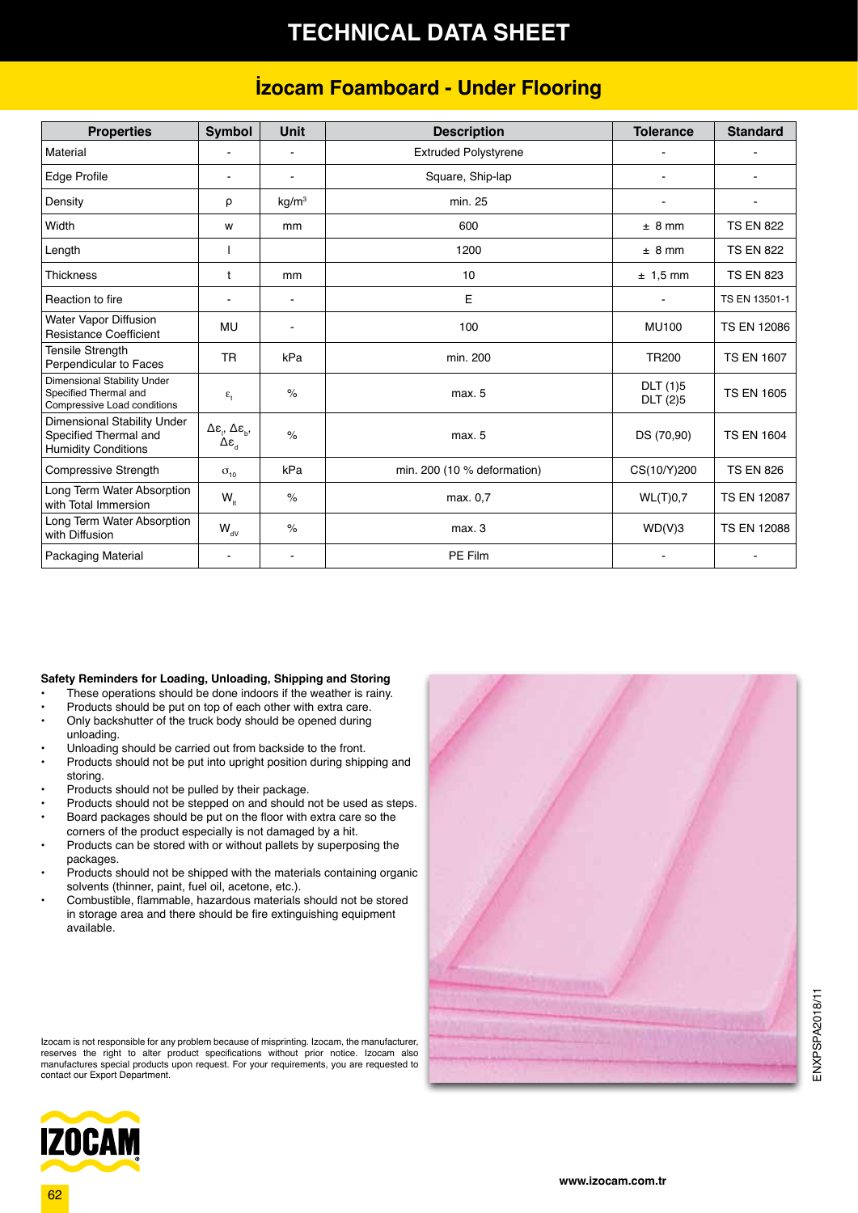# TECHNICAL DATA SHEET

## İzocam Foamboard - Under Flooring

| Properties | Symbol | Unit | Description | Tolerance | Standard |
|---|---|---|---|---|---|
| Material | - | - | Extruded Polystyrene | - | - |
| Edge Profile | - | - | Square, Ship-lap | - | - |
| Density | ρ | $kg/m^3$ | min. 25 | - | - |
| Width | w | mm | 600 | ± 8 mm | TS EN 822 |
| Length | l | | 1200 | ± 8 mm | TS EN 822 |
| Thickness | t | mm | 10 | ± 1,5 mm | TS EN 823 |
| Reaction to fire | - | - | E | - | TS EN 13501-1 |
| Water Vapor Diffusion Resistance Coefficient | MU | - | 100 | MU100 | TS EN 12086 |
| Tensile Strength Perpendicular to Faces | TR | kPa | min. 200 | TR200 | TS EN 1607 |
| Dimensional Stability Under Specified Thermal and Compressive Load conditions | $\varepsilon_t$ | % | max. 5 | DLT (1)5 DLT (2)5 | TS EN 1605 |
| Dimensional Stability Under Specified Thermal and Humidity Conditions | $\Delta\varepsilon_l$, $\Delta\varepsilon_b$, $\Delta\varepsilon_d$ | % | max. 5 | DS (70,90) | TS EN 1604 |
| Compressive Strength | $\sigma_{10}$ | kPa | min. 200 (10 % deformation) | CS(10/Y)200 | TS EN 826 |
| Long Term Water Absorption with Total Immersion | $W_{lt}$ | % | max. 0,7 | WL(T)0,7 | TS EN 12087 |
| Long Term Water Absorption with Diffusion | $W_{dV}$ | % | max. 3 | WD(V)3 | TS EN 12088 |
| Packaging Material | - | - | PE Film | - | - |

**Safety Reminders for Loading, Unloading, Shipping and Storing**

- These operations should be done indoors if the weather is rainy.
- Products should be put on top of each other with extra care.
- Only backshutter of the truck body should be opened during unloading.
- Unloading should be carried out from backside to the front.
- Products should not be put into upright position during shipping and storing.
- Products should not be pulled by their package.
- Products should not be stepped on and should not be used as steps.
- Board packages should be put on the floor with extra care so the corners of the product especially is not damaged by a hit.
- Products can be stored with or without pallets by superposing the packages.
- Products should not be shipped with the materials containing organic solvents (thinner, paint, fuel oil, acetone, etc.).
- Combustible, flammable, hazardous materials should not be stored in storage area and there should be fire extinguishing equipment available.

Izocam is not responsible for any problem because of misprinting. Izocam, the manufacturer, reserves the right to alter product specifications without prior notice. Izocam also manufactures special products upon request. For your requirements, you are requested to contact our Export Department.

ENXPSPA2018/11

www.izocam.com.tr